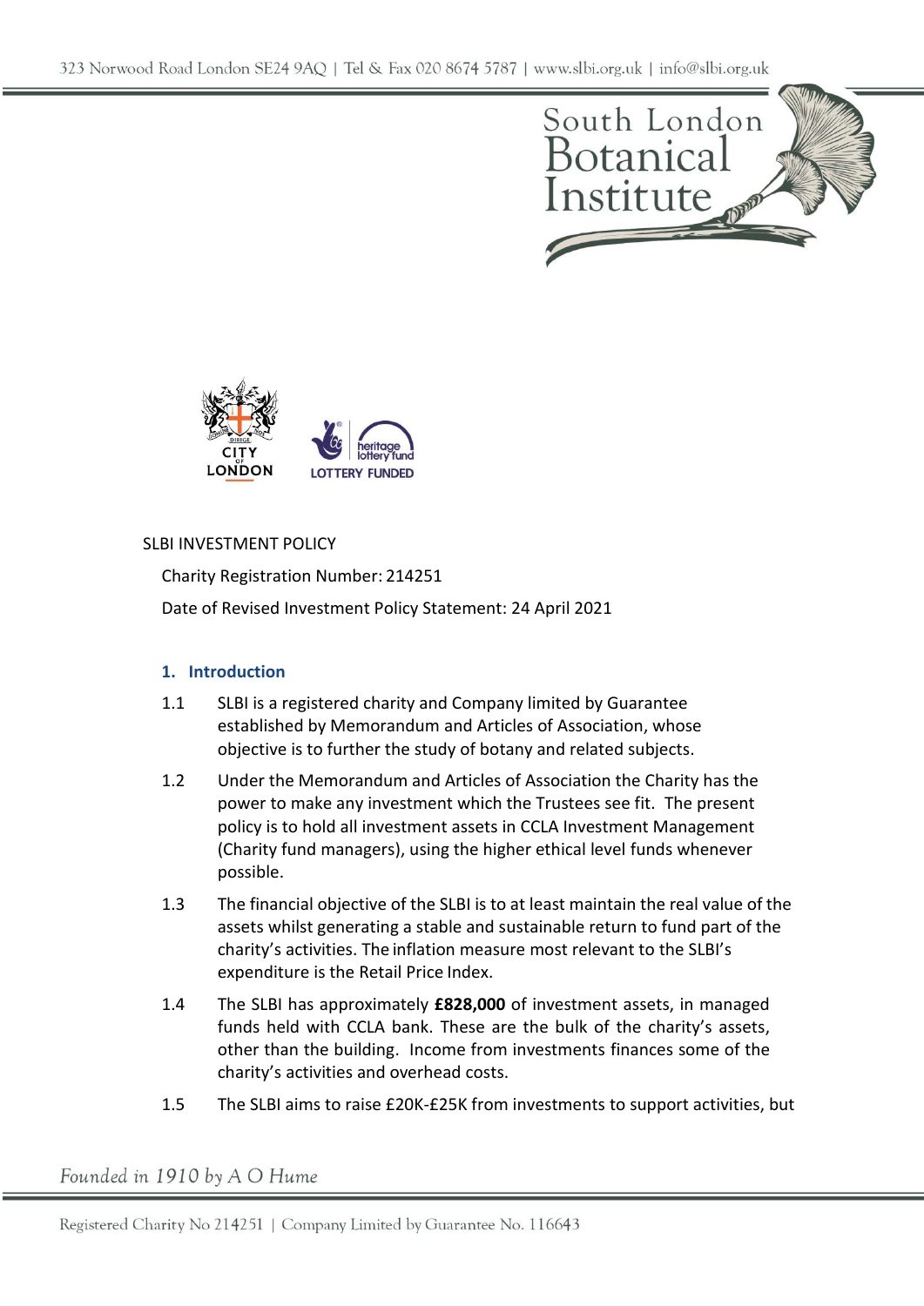SLBI INVESTMENT POLICY

Charity Registration Number: 214251

Date of Revised Investment Policy Statement: 24 April 2021

## 1. Introduction

1.1 SLBI is a registered charity and Company limited by Guarantee established by Memorandum and Articles of Association, whose objective is to further the study of botany and related subjects.

1.2 Under the Memorandum and Articles of Association the Charity has the power to make any investment which the Trustees see fit. The present policy is to hold all investment assets in CCLA Investment Management (Charity fund managers), using the higher ethical level funds whenever possible.

1.3 The financial objective of the SLBI is to at least maintain the real value of the assets whilst generating a stable and sustainable return to fund part of the charity's activities. The inflation measure most relevant to the SLBI's expenditure is the Retail Price Index.

1.4 The SLBI has approximately **£828,000** of investment assets, in managed funds held with CCLA bank. These are the bulk of the charity's assets, other than the building. Income from investments finances some of the charity's activities and overhead costs.

1.5 The SLBI aims to raise £20K-£25K from investments to support activities, but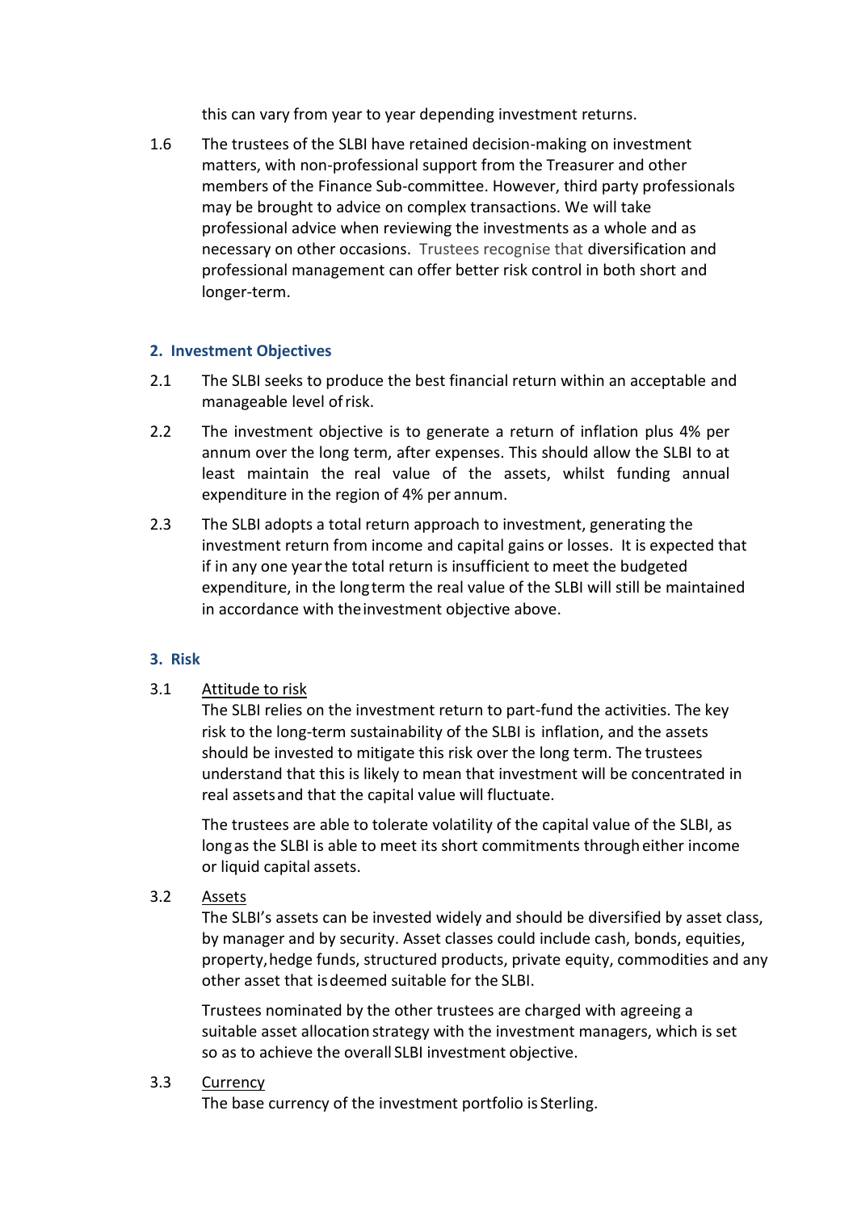this can vary from year to year depending investment returns.

1.6 The trustees of the SLBI have retained decision-making on investment matters, with non-professional support from the Treasurer and other members of the Finance Sub-committee. However, third party professionals may be brought to advice on complex transactions. We will take professional advice when reviewing the investments as a whole and as necessary on other occasions. Trustees recognise that diversification and professional management can offer better risk control in both short and longer-term.

## 2. Investment Objectives

2.1 The SLBI seeks to produce the best financial return within an acceptable and manageable level of risk.

2.2 The investment objective is to generate a return of inflation plus 4% per annum over the long term, after expenses. This should allow the SLBI to at least maintain the real value of the assets, whilst funding annual expenditure in the region of 4% per annum.

2.3 The SLBI adopts a total return approach to investment, generating the investment return from income and capital gains or losses. It is expected that if in any one year the total return is insufficient to meet the budgeted expenditure, in the long term the real value of the SLBI will still be maintained in accordance with the investment objective above.

## 3. Risk

3.1 Attitude to risk

The SLBI relies on the investment return to part-fund the activities. The key risk to the long-term sustainability of the SLBI is inflation, and the assets should be invested to mitigate this risk over the long term. The trustees understand that this is likely to mean that investment will be concentrated in real assets and that the capital value will fluctuate.

The trustees are able to tolerate volatility of the capital value of the SLBI, as long as the SLBI is able to meet its short commitments through either income or liquid capital assets.

3.2 Assets

The SLBI's assets can be invested widely and should be diversified by asset class, by manager and by security. Asset classes could include cash, bonds, equities, property, hedge funds, structured products, private equity, commodities and any other asset that is deemed suitable for the SLBI.

Trustees nominated by the other trustees are charged with agreeing a suitable asset allocation strategy with the investment managers, which is set so as to achieve the overall SLBI investment objective.

3.3 Currency

The base currency of the investment portfolio is Sterling.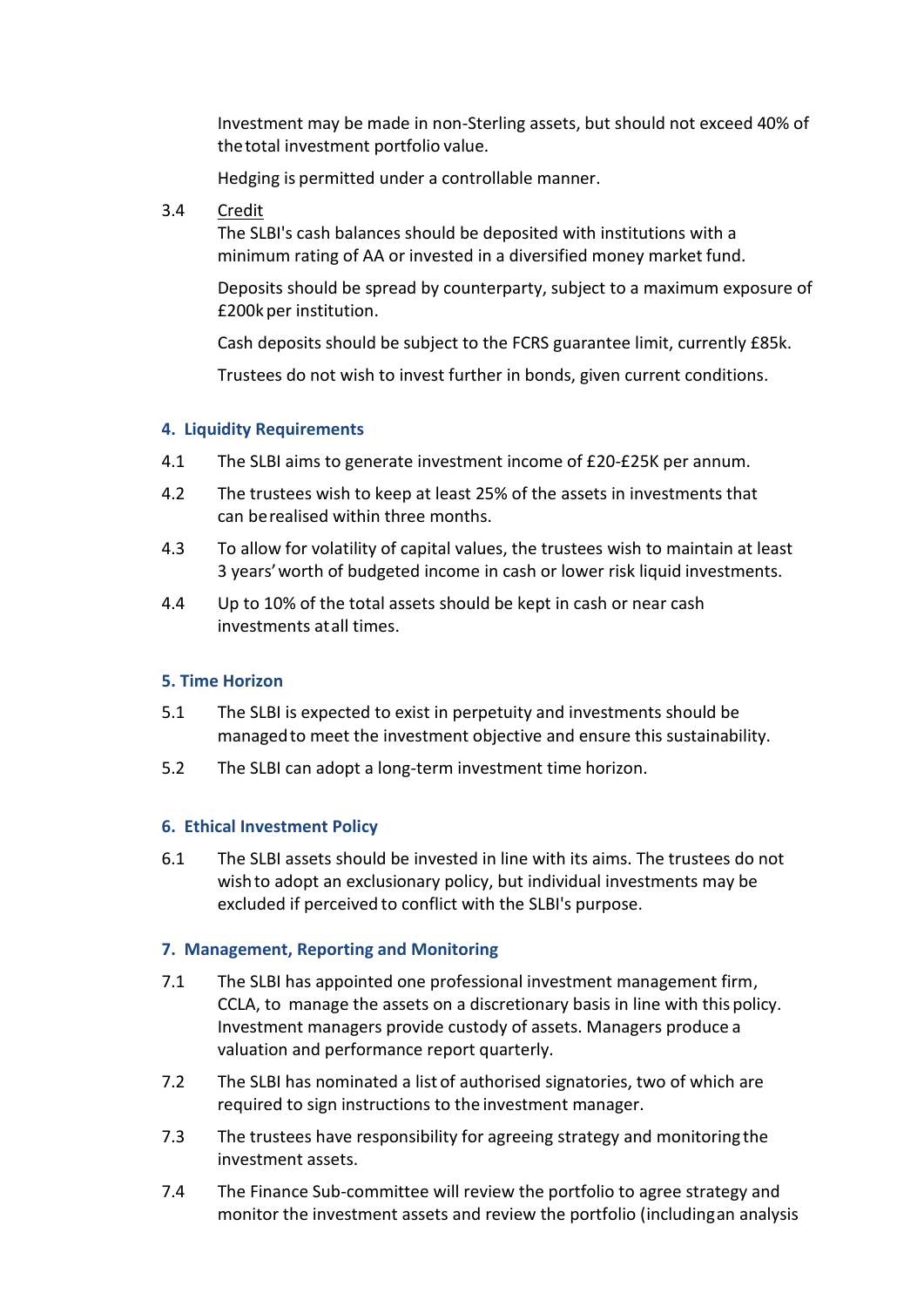Investment may be made in non-Sterling assets, but should not exceed 40% of the total investment portfolio value.

Hedging is permitted under a controllable manner.

3.4 Credit

The SLBI's cash balances should be deposited with institutions with a minimum rating of AA or invested in a diversified money market fund.

Deposits should be spread by counterparty, subject to a maximum exposure of £200k per institution.

Cash deposits should be subject to the FCRS guarantee limit, currently £85k.

Trustees do not wish to invest further in bonds, given current conditions.

## 4. Liquidity Requirements

4.1 The SLBI aims to generate investment income of £20-£25K per annum.

4.2 The trustees wish to keep at least 25% of the assets in investments that can be realised within three months.

4.3 To allow for volatility of capital values, the trustees wish to maintain at least 3 years' worth of budgeted income in cash or lower risk liquid investments.

4.4 Up to 10% of the total assets should be kept in cash or near cash investments at all times.

## 5. Time Horizon

5.1 The SLBI is expected to exist in perpetuity and investments should be managed to meet the investment objective and ensure this sustainability.

5.2 The SLBI can adopt a long-term investment time horizon.

## 6. Ethical Investment Policy

6.1 The SLBI assets should be invested in line with its aims. The trustees do not wish to adopt an exclusionary policy, but individual investments may be excluded if perceived to conflict with the SLBI's purpose.

## 7. Management, Reporting and Monitoring

7.1 The SLBI has appointed one professional investment management firm, CCLA, to manage the assets on a discretionary basis in line with this policy. Investment managers provide custody of assets. Managers produce a valuation and performance report quarterly.

7.2 The SLBI has nominated a list of authorised signatories, two of which are required to sign instructions to the investment manager.

7.3 The trustees have responsibility for agreeing strategy and monitoring the investment assets.

7.4 The Finance Sub-committee will review the portfolio to agree strategy and monitor the investment assets and review the portfolio (including an analysis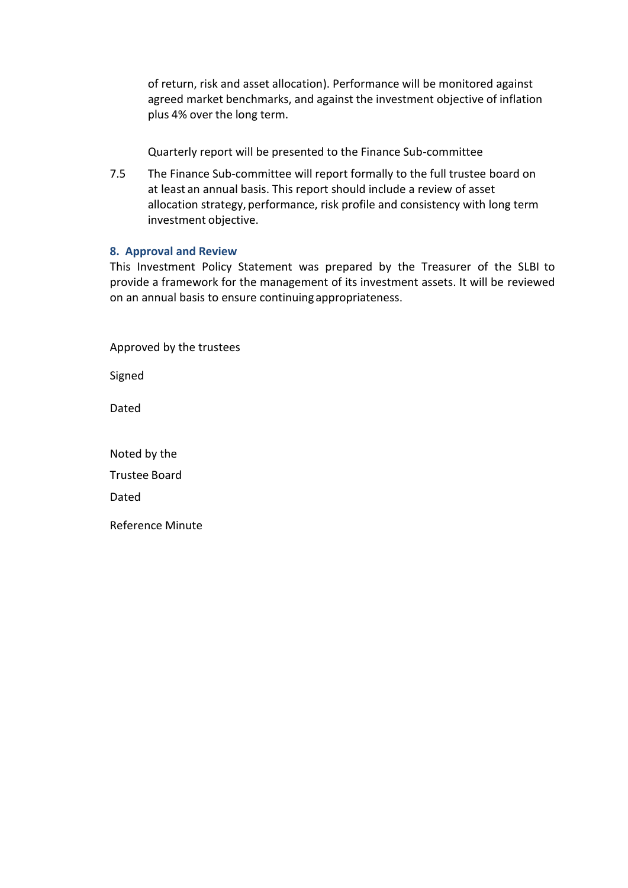of return, risk and asset allocation). Performance will be monitored against agreed market benchmarks, and against the investment objective of inflation plus 4% over the long term.

Quarterly report will be presented to the Finance Sub-committee

7.5 The Finance Sub-committee will report formally to the full trustee board on at least an annual basis. This report should include a review of asset allocation strategy, performance, risk profile and consistency with long term investment objective.

## 8. Approval and Review

This Investment Policy Statement was prepared by the Treasurer of the SLBI to provide a framework for the management of its investment assets. It will be reviewed on an annual basis to ensure continuing appropriateness.

Approved by the trustees

Signed

Dated

Noted by the

Trustee Board

Dated

Reference Minute